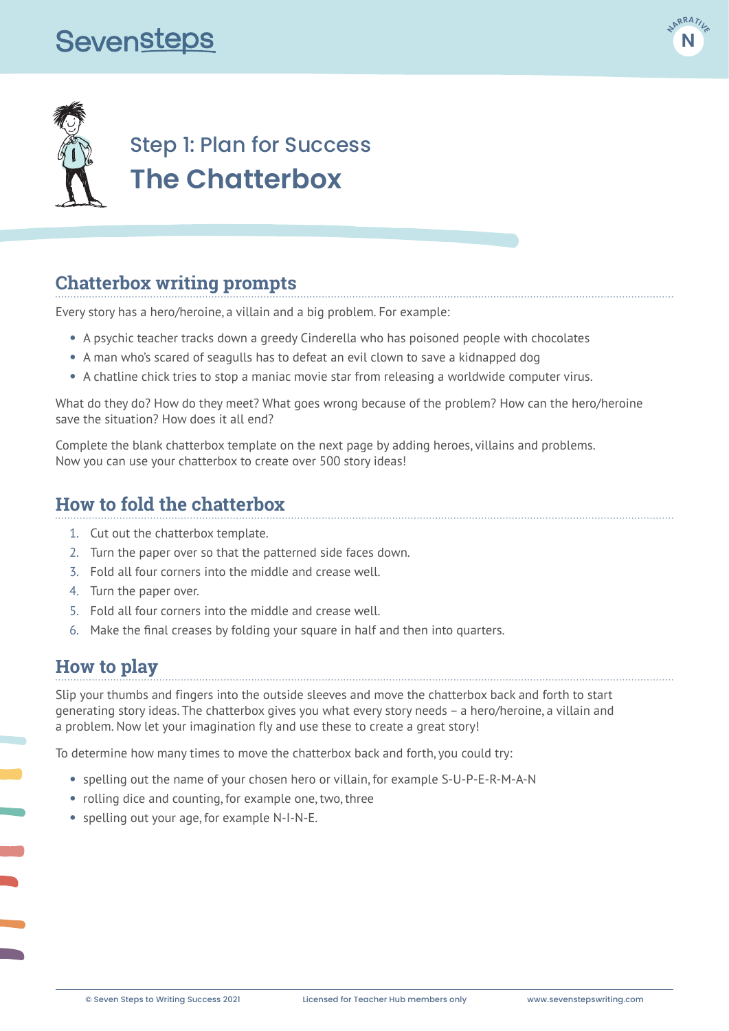# Step 1: Plan for Success

# The Chatterbox

## Chatterbox writing prompts

Every story has a hero/heroine, a villain and a big problem. For example:

- A psychic teacher tracks down a greedy Cinderella who has poisoned people with chocolates
- A man who's scared of seagulls has to defeat an evil clown to save a kidnapped dog
- A chatline chick tries to stop a maniac movie star from releasing a worldwide computer virus.

What do they do? How do they meet? What goes wrong because of the problem? How can the hero/heroine save the situation? How does it all end?

Complete the blank chatterbox template on the next page by adding heroes, villains and problems. Now you can use your chatterbox to create over 500 story ideas!

## How to fold the chatterbox

1. Cut out the chatterbox template.
2. Turn the paper over so that the patterned side faces down.
3. Fold all four corners into the middle and crease well.
4. Turn the paper over.
5. Fold all four corners into the middle and crease well.
6. Make the final creases by folding your square in half and then into quarters.

## How to play

Slip your thumbs and fingers into the outside sleeves and move the chatterbox back and forth to start generating story ideas. The chatterbox gives you what every story needs – a hero/heroine, a villain and a problem. Now let your imagination fly and use these to create a great story!

To determine how many times to move the chatterbox back and forth, you could try:

- spelling out the name of your chosen hero or villain, for example S-U-P-E-R-M-A-N
- rolling dice and counting, for example one, two, three
- spelling out your age, for example N-I-N-E.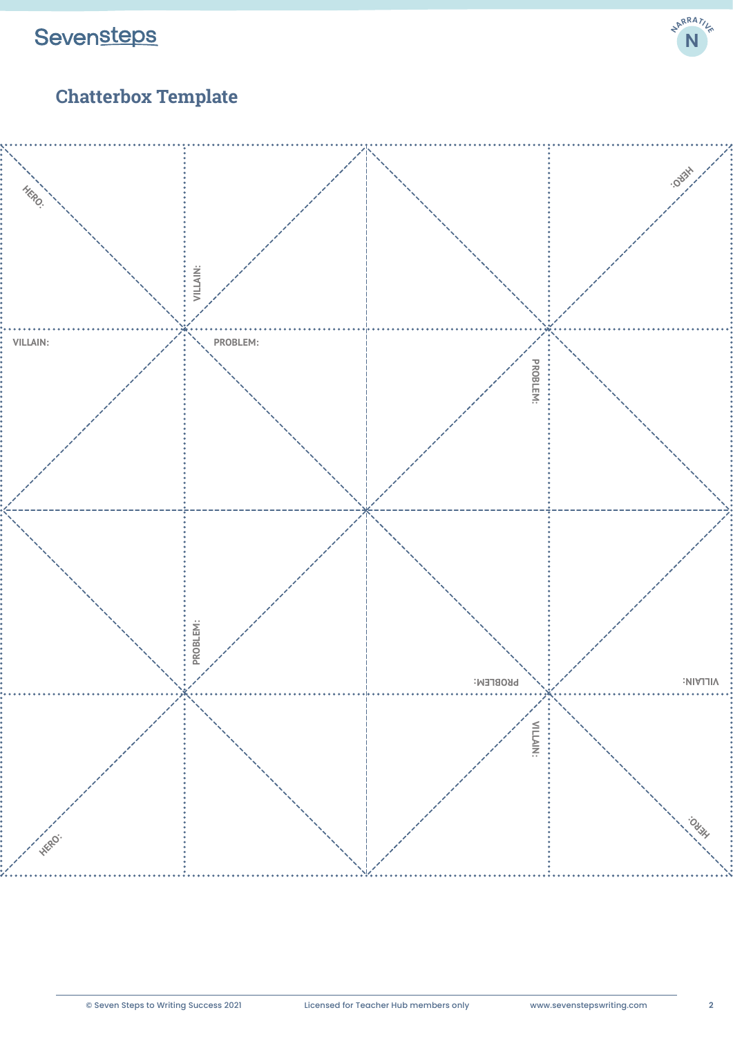## Chatterbox Template

HERO:

VILLAIN:

HERO:

VILLAIN:

PROBLEM:

PROBLEM:

PROBLEM:

PROBLEM:

VILLAIN:

VILLAIN:

HERO:

HERO:

© Seven Steps to Writing Success 2021 Licensed for Teacher Hub members only www.sevenstepswriting.com